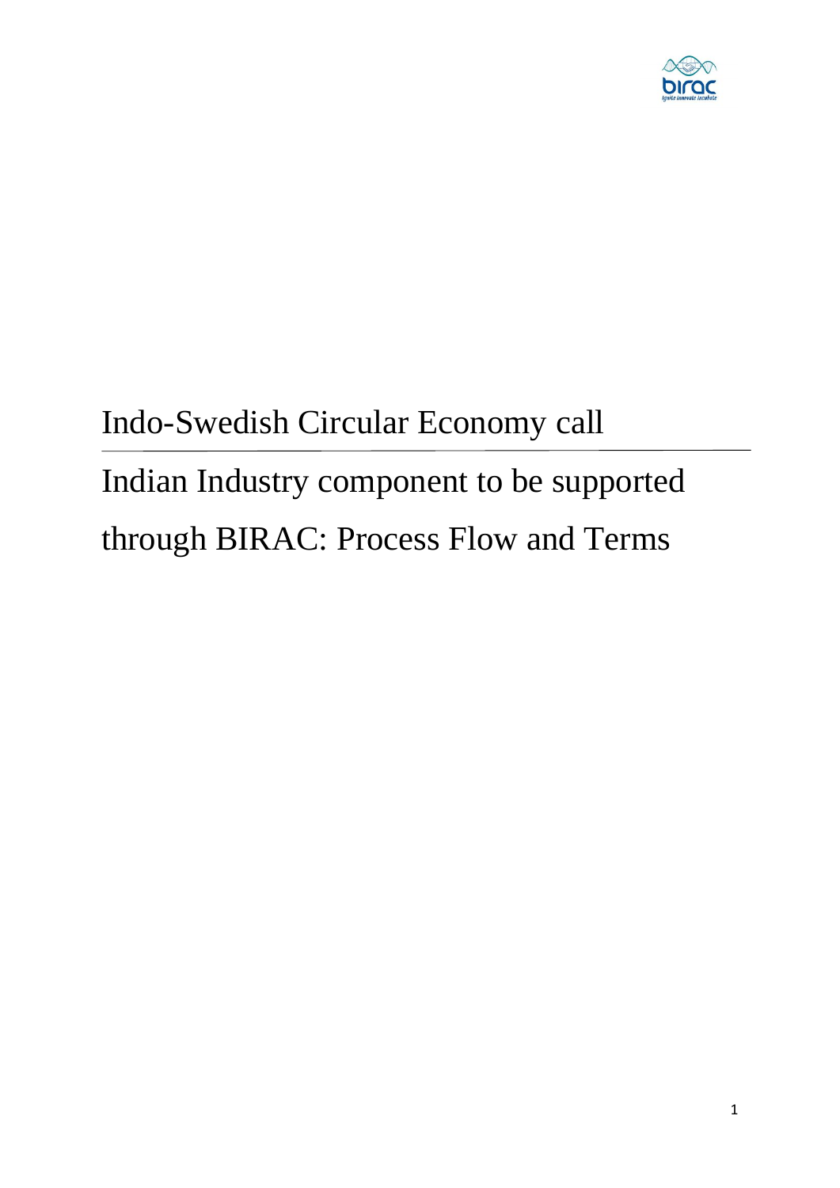# Indo-Swedish Circular Economy call

# Indian Industry component to be supported through BIRAC: Process Flow and Terms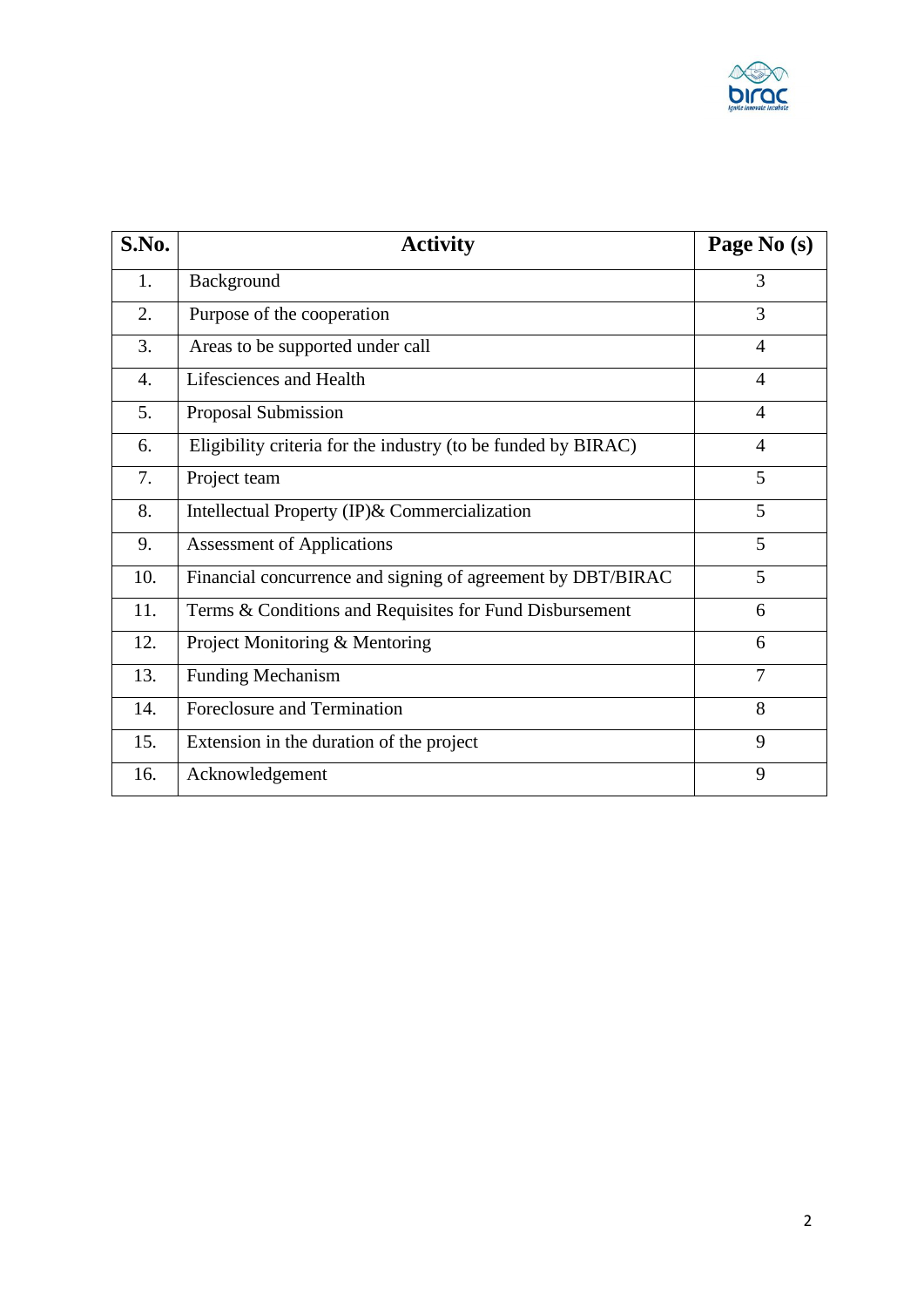| S.No. | Activity | Page No (s) |
|---|---|---|
| 1. | Background | 3 |
| 2. | Purpose of the cooperation | 3 |
| 3. | Areas to be supported under call | 4 |
| 4. | Lifesciences and Health | 4 |
| 5. | Proposal Submission | 4 |
| 6. | Eligibility criteria for the industry (to be funded by BIRAC) | 4 |
| 7. | Project team | 5 |
| 8. | Intellectual Property (IP)& Commercialization | 5 |
| 9. | Assessment of Applications | 5 |
| 10. | Financial concurrence and signing of agreement by DBT/BIRAC | 5 |
| 11. | Terms & Conditions and Requisites for Fund Disbursement | 6 |
| 12. | Project Monitoring & Mentoring | 6 |
| 13. | Funding Mechanism | 7 |
| 14. | Foreclosure and Termination | 8 |
| 15. | Extension in the duration of the project | 9 |
| 16. | Acknowledgement | 9 |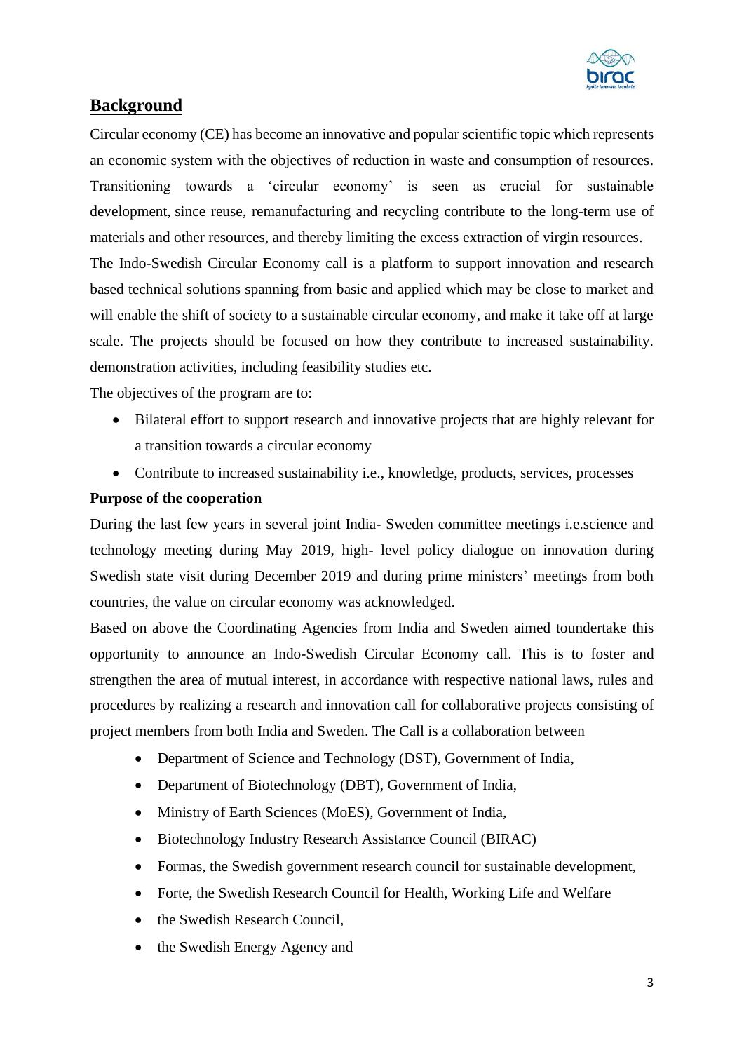## Background

Circular economy (CE) has become an innovative and popular scientific topic which represents an economic system with the objectives of reduction in waste and consumption of resources. Transitioning towards a 'circular economy' is seen as crucial for sustainable development, since reuse, remanufacturing and recycling contribute to the long-term use of materials and other resources, and thereby limiting the excess extraction of virgin resources.

The Indo-Swedish Circular Economy call is a platform to support innovation and research based technical solutions spanning from basic and applied which may be close to market and will enable the shift of society to a sustainable circular economy, and make it take off at large scale. The projects should be focused on how they contribute to increased sustainability. demonstration activities, including feasibility studies etc.

The objectives of the program are to:

- Bilateral effort to support research and innovative projects that are highly relevant for a transition towards a circular economy
- Contribute to increased sustainability i.e., knowledge, products, services, processes

**Purpose of the cooperation**

During the last few years in several joint India- Sweden committee meetings i.e.science and technology meeting during May 2019, high- level policy dialogue on innovation during Swedish state visit during December 2019 and during prime ministers' meetings from both countries, the value on circular economy was acknowledged.

Based on above the Coordinating Agencies from India and Sweden aimed toundertake this opportunity to announce an Indo-Swedish Circular Economy call. This is to foster and strengthen the area of mutual interest, in accordance with respective national laws, rules and procedures by realizing a research and innovation call for collaborative projects consisting of project members from both India and Sweden. The Call is a collaboration between

- Department of Science and Technology (DST), Government of India,
- Department of Biotechnology (DBT), Government of India,
- Ministry of Earth Sciences (MoES), Government of India,
- Biotechnology Industry Research Assistance Council (BIRAC)
- Formas, the Swedish government research council for sustainable development,
- Forte, the Swedish Research Council for Health, Working Life and Welfare
- the Swedish Research Council,
- the Swedish Energy Agency and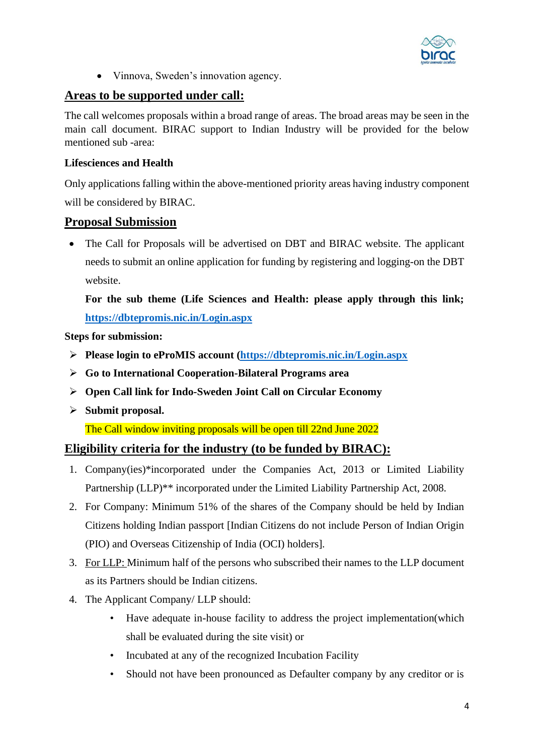- Vinnova, Sweden's innovation agency.

## Areas to be supported under call:

The call welcomes proposals within a broad range of areas. The broad areas may be seen in the main call document. BIRAC support to Indian Industry will be provided for the below mentioned sub -area:

**Lifesciences and Health**

Only applications falling within the above-mentioned priority areas having industry component will be considered by BIRAC.

## Proposal Submission

- The Call for Proposals will be advertised on DBT and BIRAC website. The applicant needs to submit an online application for funding by registering and logging-on the DBT website.

  **For the sub theme (Life Sciences and Health: please apply through this link; [https://dbtepromis.nic.in/Login.aspx](https://dbtepromis.nic.in/Login.aspx)**

**Steps for submission:**

- **Please login to eProMIS account ([https://dbtepromis.nic.in/Login.aspx](https://dbtepromis.nic.in/Login.aspx)**
- **Go to International Cooperation-Bilateral Programs area**
- **Open Call link for Indo-Sweden Joint Call on Circular Economy**
- **Submit proposal.**

  The Call window inviting proposals will be open till 22nd June 2022

## Eligibility criteria for the industry (to be funded by BIRAC):

1. Company(ies)*incorporated under the Companies Act, 2013 or Limited Liability Partnership (LLP)** incorporated under the Limited Liability Partnership Act, 2008.
2. For Company: Minimum 51% of the shares of the Company should be held by Indian Citizens holding Indian passport [Indian Citizens do not include Person of Indian Origin (PIO) and Overseas Citizenship of India (OCI) holders].
3. For LLP: Minimum half of the persons who subscribed their names to the LLP document as its Partners should be Indian citizens.
4. The Applicant Company/ LLP should:
   - Have adequate in-house facility to address the project implementation(which shall be evaluated during the site visit) or
   - Incubated at any of the recognized Incubation Facility
   - Should not have been pronounced as Defaulter company by any creditor or is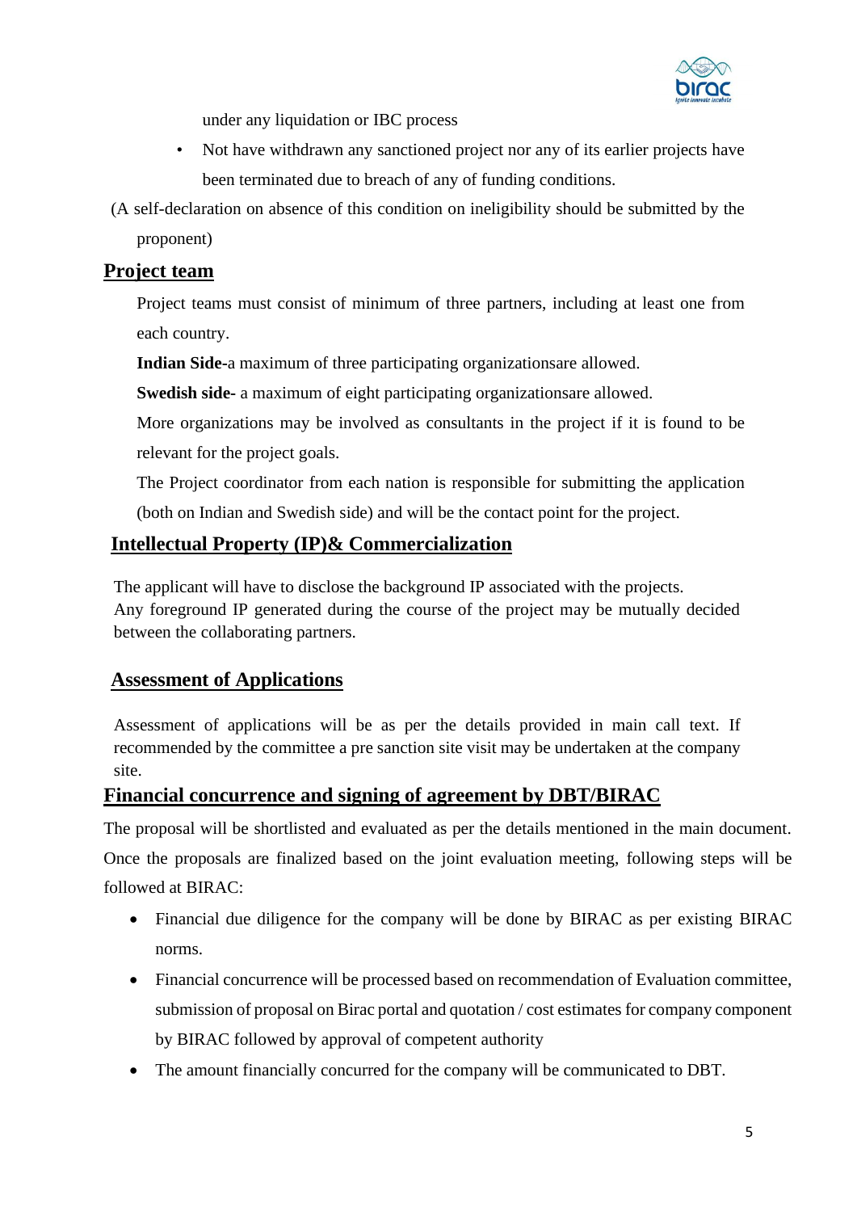under any liquidation or IBC process

- Not have withdrawn any sanctioned project nor any of its earlier projects have been terminated due to breach of any of funding conditions.

(A self-declaration on absence of this condition on ineligibility should be submitted by the proponent)

## Project team

Project teams must consist of minimum of three partners, including at least one from each country.

**Indian Side**-a maximum of three participating organizationsare allowed.

**Swedish side**- a maximum of eight participating organizationsare allowed.

More organizations may be involved as consultants in the project if it is found to be relevant for the project goals.

The Project coordinator from each nation is responsible for submitting the application (both on Indian and Swedish side) and will be the contact point for the project.

## Intellectual Property (IP)& Commercialization

The applicant will have to disclose the background IP associated with the projects.
Any foreground IP generated during the course of the project may be mutually decided between the collaborating partners.

## Assessment of Applications

Assessment of applications will be as per the details provided in main call text. If recommended by the committee a pre sanction site visit may be undertaken at the company site.

## Financial concurrence and signing of agreement by DBT/BIRAC

The proposal will be shortlisted and evaluated as per the details mentioned in the main document. Once the proposals are finalized based on the joint evaluation meeting, following steps will be followed at BIRAC:

- Financial due diligence for the company will be done by BIRAC as per existing BIRAC norms.
- Financial concurrence will be processed based on recommendation of Evaluation committee, submission of proposal on Birac portal and quotation / cost estimates for company component by BIRAC followed by approval of competent authority
- The amount financially concurred for the company will be communicated to DBT.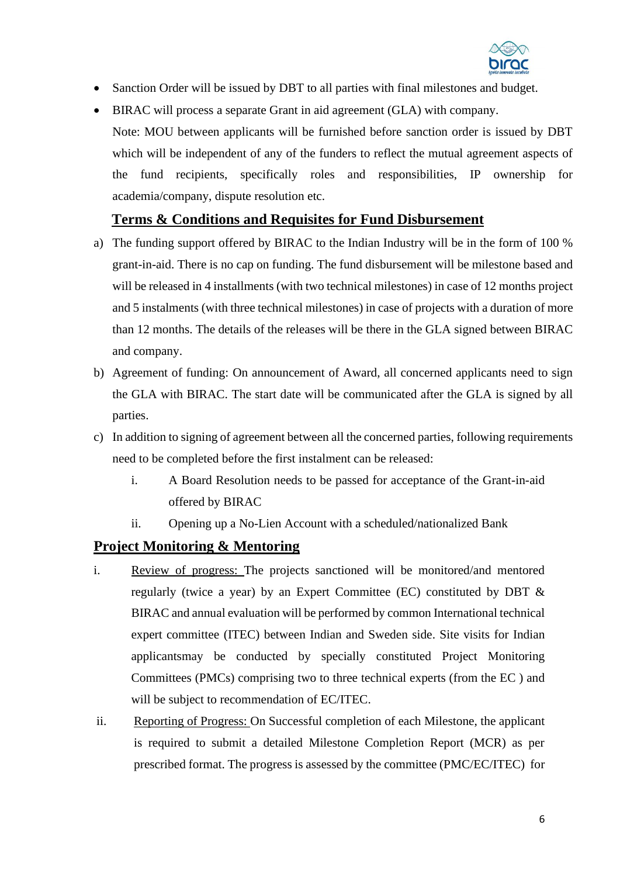- Sanction Order will be issued by DBT to all parties with final milestones and budget.
- BIRAC will process a separate Grant in aid agreement (GLA) with company.

  Note: MOU between applicants will be furnished before sanction order is issued by DBT which will be independent of any of the funders to reflect the mutual agreement aspects of the fund recipients, specifically roles and responsibilities, IP ownership for academia/company, dispute resolution etc.

## Terms & Conditions and Requisites for Fund Disbursement

a) The funding support offered by BIRAC to the Indian Industry will be in the form of 100 % grant-in-aid. There is no cap on funding. The fund disbursement will be milestone based and will be released in 4 installments (with two technical milestones) in case of 12 months project and 5 instalments (with three technical milestones) in case of projects with a duration of more than 12 months. The details of the releases will be there in the GLA signed between BIRAC and company.

b) Agreement of funding: On announcement of Award, all concerned applicants need to sign the GLA with BIRAC. The start date will be communicated after the GLA is signed by all parties.

c) In addition to signing of agreement between all the concerned parties, following requirements need to be completed before the first instalment can be released:

   i. A Board Resolution needs to be passed for acceptance of the Grant-in-aid offered by BIRAC

   ii. Opening up a No-Lien Account with a scheduled/nationalized Bank

## Project Monitoring & Mentoring

i. Review of progress: The projects sanctioned will be monitored/and mentored regularly (twice a year) by an Expert Committee (EC) constituted by DBT & BIRAC and annual evaluation will be performed by common International technical expert committee (ITEC) between Indian and Sweden side. Site visits for Indian applicantsmay be conducted by specially constituted Project Monitoring Committees (PMCs) comprising two to three technical experts (from the EC ) and will be subject to recommendation of EC/ITEC.

ii. Reporting of Progress: On Successful completion of each Milestone, the applicant is required to submit a detailed Milestone Completion Report (MCR) as per prescribed format. The progress is assessed by the committee (PMC/EC/ITEC) for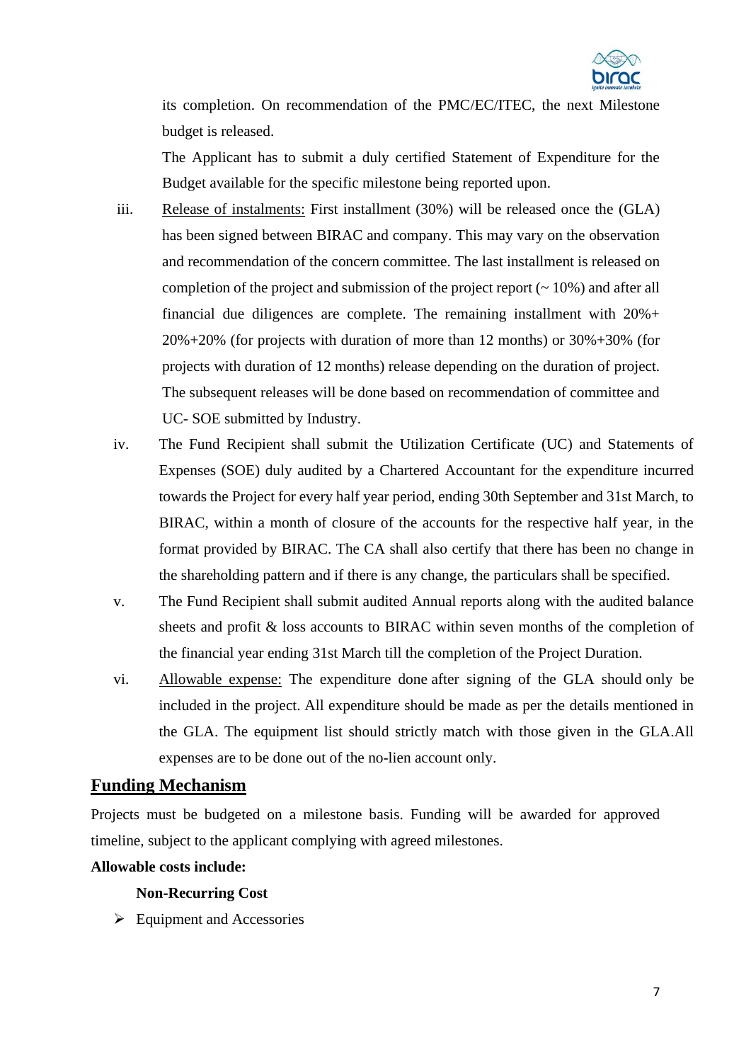its completion. On recommendation of the PMC/EC/ITEC, the next Milestone budget is released.

The Applicant has to submit a duly certified Statement of Expenditure for the Budget available for the specific milestone being reported upon.

iii. Release of instalments: First installment (30%) will be released once the (GLA) has been signed between BIRAC and company. This may vary on the observation and recommendation of the concern committee. The last installment is released on completion of the project and submission of the project report (~ 10%) and after all financial due diligences are complete. The remaining installment with 20%+ 20%+20% (for projects with duration of more than 12 months) or 30%+30% (for projects with duration of 12 months) release depending on the duration of project. The subsequent releases will be done based on recommendation of committee and UC- SOE submitted by Industry.

iv. The Fund Recipient shall submit the Utilization Certificate (UC) and Statements of Expenses (SOE) duly audited by a Chartered Accountant for the expenditure incurred towards the Project for every half year period, ending 30th September and 31st March, to BIRAC, within a month of closure of the accounts for the respective half year, in the format provided by BIRAC. The CA shall also certify that there has been no change in the shareholding pattern and if there is any change, the particulars shall be specified.

v. The Fund Recipient shall submit audited Annual reports along with the audited balance sheets and profit & loss accounts to BIRAC within seven months of the completion of the financial year ending 31st March till the completion of the Project Duration.

vi. Allowable expense: The expenditure done after signing of the GLA should only be included in the project. All expenditure should be made as per the details mentioned in the GLA. The equipment list should strictly match with those given in the GLA.All expenses are to be done out of the no-lien account only.

## Funding Mechanism

Projects must be budgeted on a milestone basis. Funding will be awarded for approved timeline, subject to the applicant complying with agreed milestones.

**Allowable costs include:**

**Non-Recurring Cost**

- Equipment and Accessories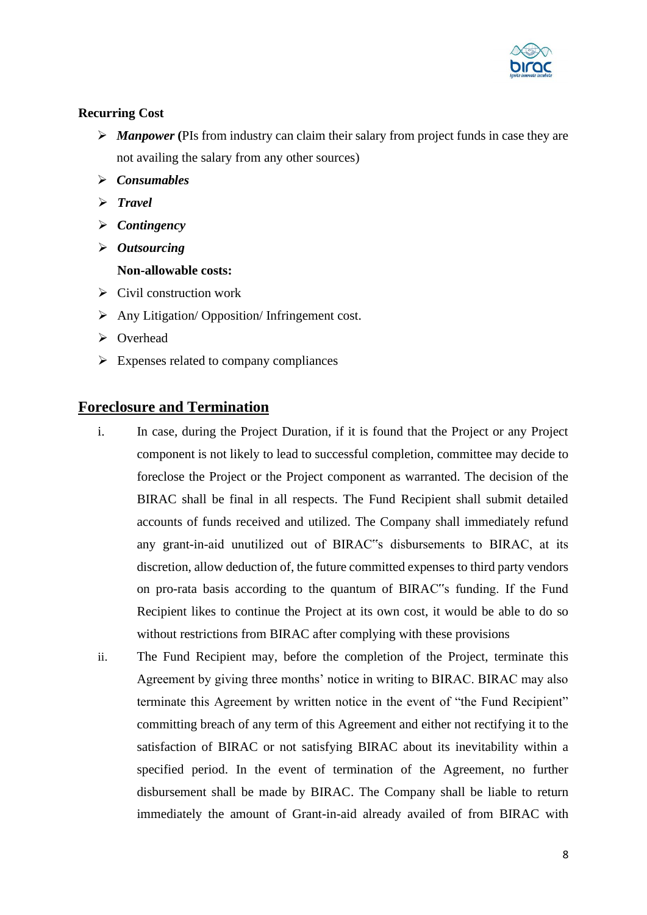**Recurring Cost**

- ***Manpower*** **(**PIs from industry can claim their salary from project funds in case they are not availing the salary from any other sources)
- ***Consumables***
- ***Travel***
- ***Contingency***
- ***Outsourcing***

**Non-allowable costs:**

- Civil construction work
- Any Litigation/ Opposition/ Infringement cost.
- Overhead
- Expenses related to company compliances

## Foreclosure and Termination

i. In case, during the Project Duration, if it is found that the Project or any Project component is not likely to lead to successful completion, committee may decide to foreclose the Project or the Project component as warranted. The decision of the BIRAC shall be final in all respects. The Fund Recipient shall submit detailed accounts of funds received and utilized. The Company shall immediately refund any grant-in-aid unutilized out of BIRAC"s disbursements to BIRAC, at its discretion, allow deduction of, the future committed expenses to third party vendors on pro-rata basis according to the quantum of BIRAC"s funding. If the Fund Recipient likes to continue the Project at its own cost, it would be able to do so without restrictions from BIRAC after complying with these provisions

ii. The Fund Recipient may, before the completion of the Project, terminate this Agreement by giving three months' notice in writing to BIRAC. BIRAC may also terminate this Agreement by written notice in the event of "the Fund Recipient" committing breach of any term of this Agreement and either not rectifying it to the satisfaction of BIRAC or not satisfying BIRAC about its inevitability within a specified period. In the event of termination of the Agreement, no further disbursement shall be made by BIRAC. The Company shall be liable to return immediately the amount of Grant-in-aid already availed of from BIRAC with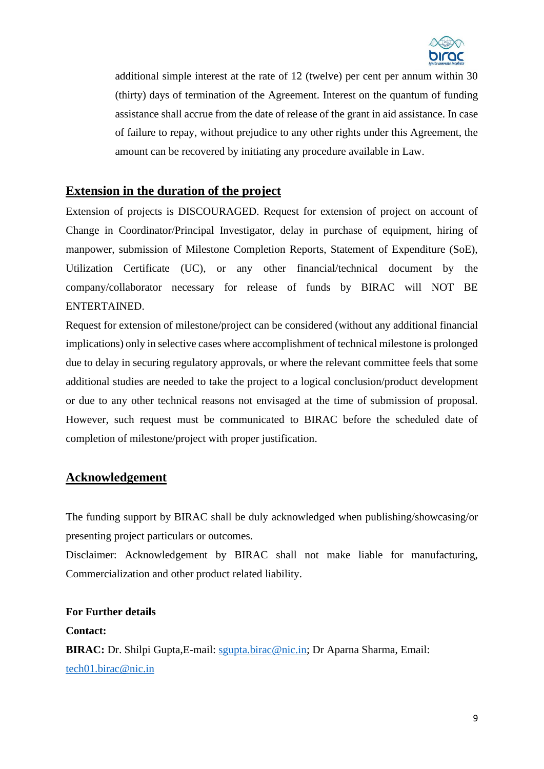additional simple interest at the rate of 12 (twelve) per cent per annum within 30 (thirty) days of termination of the Agreement. Interest on the quantum of funding assistance shall accrue from the date of release of the grant in aid assistance. In case of failure to repay, without prejudice to any other rights under this Agreement, the amount can be recovered by initiating any procedure available in Law.

## Extension in the duration of the project

Extension of projects is DISCOURAGED. Request for extension of project on account of Change in Coordinator/Principal Investigator, delay in purchase of equipment, hiring of manpower, submission of Milestone Completion Reports, Statement of Expenditure (SoE), Utilization Certificate (UC), or any other financial/technical document by the company/collaborator necessary for release of funds by BIRAC will NOT BE ENTERTAINED.

Request for extension of milestone/project can be considered (without any additional financial implications) only in selective cases where accomplishment of technical milestone is prolonged due to delay in securing regulatory approvals, or where the relevant committee feels that some additional studies are needed to take the project to a logical conclusion/product development or due to any other technical reasons not envisaged at the time of submission of proposal. However, such request must be communicated to BIRAC before the scheduled date of completion of milestone/project with proper justification.

## Acknowledgement

The funding support by BIRAC shall be duly acknowledged when publishing/showcasing/or presenting project particulars or outcomes.

Disclaimer: Acknowledgement by BIRAC shall not make liable for manufacturing, Commercialization and other product related liability.

**For Further details**

**Contact:**

**BIRAC:** Dr. Shilpi Gupta,E-mail: sgupta.birac@nic.in; Dr Aparna Sharma, Email: tech01.birac@nic.in